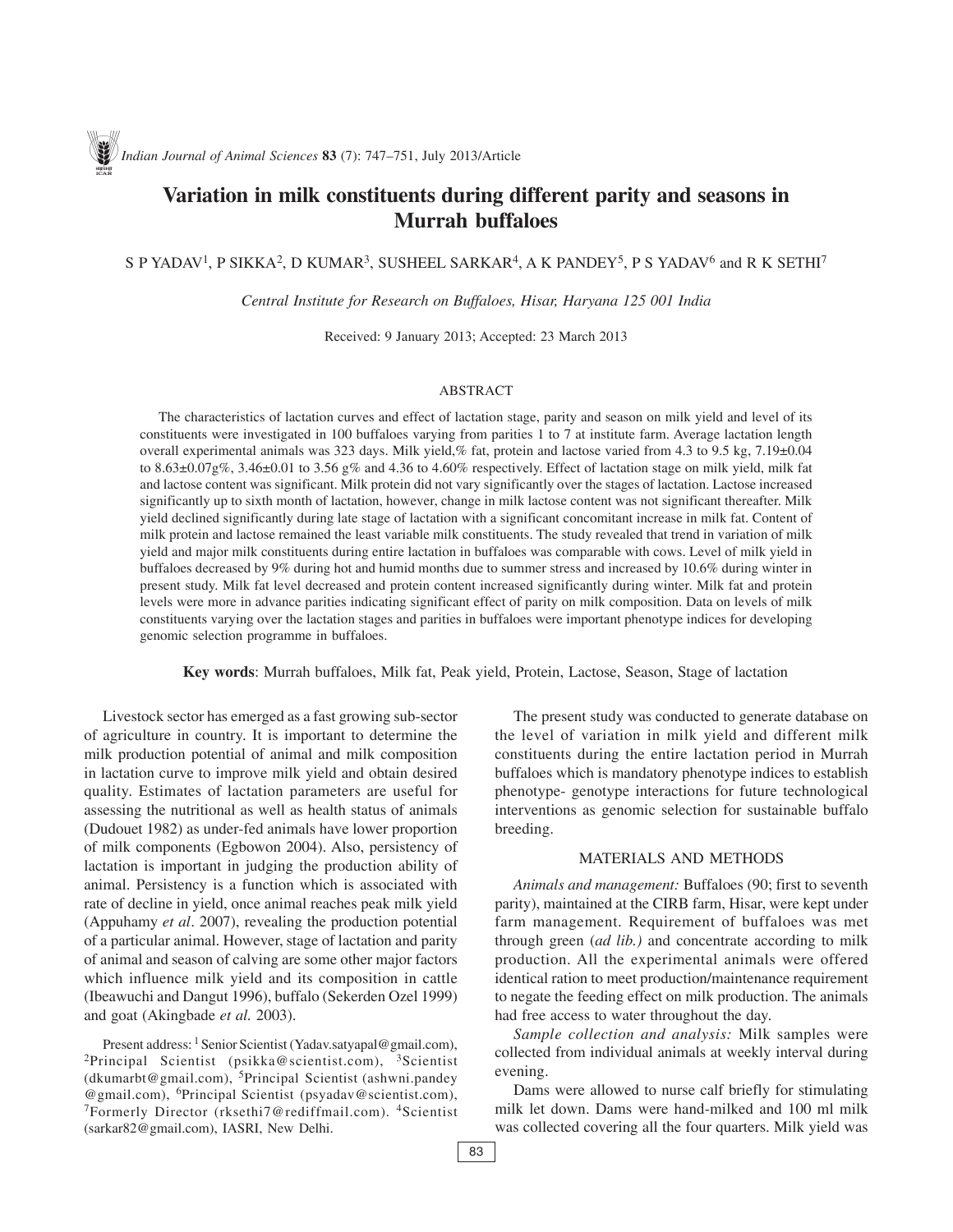# Variation in milk constituents during different parity and seasons in Murrah buffaloes

S P YADAV[1], P SIKKA[2], D KUMAR[3], SUSHEEL SARKAR[4], A K PANDEY[5], P S YADAV[6] and R K SETHI[7]

*Central Institute for Research on Buffaloes, Hisar, Haryana 125 001 India*

Received: 9 January 2013; Accepted: 23 March 2013

## ABSTRACT

The characteristics of lactation curves and effect of lactation stage, parity and season on milk yield and level of its constituents were investigated in 100 buffaloes varying from parities 1 to 7 at institute farm. Average lactation length overall experimental animals was 323 days. Milk yield,% fat, protein and lactose varied from 4.3 to 9.5 kg, 7.19±0.04 to 8.63±0.07g%, 3.46±0.01 to 3.56 g% and 4.36 to 4.60% respectively. Effect of lactation stage on milk yield, milk fat and lactose content was significant. Milk protein did not vary significantly over the stages of lactation. Lactose increased significantly up to sixth month of lactation, however, change in milk lactose content was not significant thereafter. Milk yield declined significantly during late stage of lactation with a significant concomitant increase in milk fat. Content of milk protein and lactose remained the least variable milk constituents. The study revealed that trend in variation of milk yield and major milk constituents during entire lactation in buffaloes was comparable with cows. Level of milk yield in buffaloes decreased by 9% during hot and humid months due to summer stress and increased by 10.6% during winter in present study. Milk fat level decreased and protein content increased significantly during winter. Milk fat and protein levels were more in advance parities indicating significant effect of parity on milk composition. Data on levels of milk constituents varying over the lactation stages and parities in buffaloes were important phenotype indices for developing genomic selection programme in buffaloes.

**Key words**: Murrah buffaloes, Milk fat, Peak yield, Protein, Lactose, Season, Stage of lactation

Livestock sector has emerged as a fast growing sub-sector of agriculture in country. It is important to determine the milk production potential of animal and milk composition in lactation curve to improve milk yield and obtain desired quality. Estimates of lactation parameters are useful for assessing the nutritional as well as health status of animals (Dudouet 1982) as under-fed animals have lower proportion of milk components (Egbowon 2004). Also, persistency of lactation is important in judging the production ability of animal. Persistency is a function which is associated with rate of decline in yield, once animal reaches peak milk yield (Appuhamy *et al*. 2007), revealing the production potential of a particular animal. However, stage of lactation and parity of animal and season of calving are some other major factors which influence milk yield and its composition in cattle (Ibeawuchi and Dangut 1996), buffalo (Sekerden Ozel 1999) and goat (Akingbade *et al.* 2003).

Present address: [1]Senior Scientist (Yadav.satyapal@gmail.com), [2]Principal Scientist (psikka@scientist.com), [3]Scientist (dkumarbt@gmail.com), [5]Principal Scientist (ashwni.pandey @gmail.com), [6]Principal Scientist (psyadav@scientist.com), [7]Formerly Director (rksethi7@rediffmail.com). [4]Scientist (sarkar82@gmail.com), IASRI, New Delhi.

The present study was conducted to generate database on the level of variation in milk yield and different milk constituents during the entire lactation period in Murrah buffaloes which is mandatory phenotype indices to establish phenotype- genotype interactions for future technological interventions as genomic selection for sustainable buffalo breeding.

## MATERIALS AND METHODS

*Animals and management:* Buffaloes (90; first to seventh parity), maintained at the CIRB farm, Hisar, were kept under farm management. Requirement of buffaloes was met through green (*ad lib.)* and concentrate according to milk production. All the experimental animals were offered identical ration to meet production/maintenance requirement to negate the feeding effect on milk production. The animals had free access to water throughout the day.

*Sample collection and analysis:* Milk samples were collected from individual animals at weekly interval during evening.

Dams were allowed to nurse calf briefly for stimulating milk let down. Dams were hand-milked and 100 ml milk was collected covering all the four quarters. Milk yield was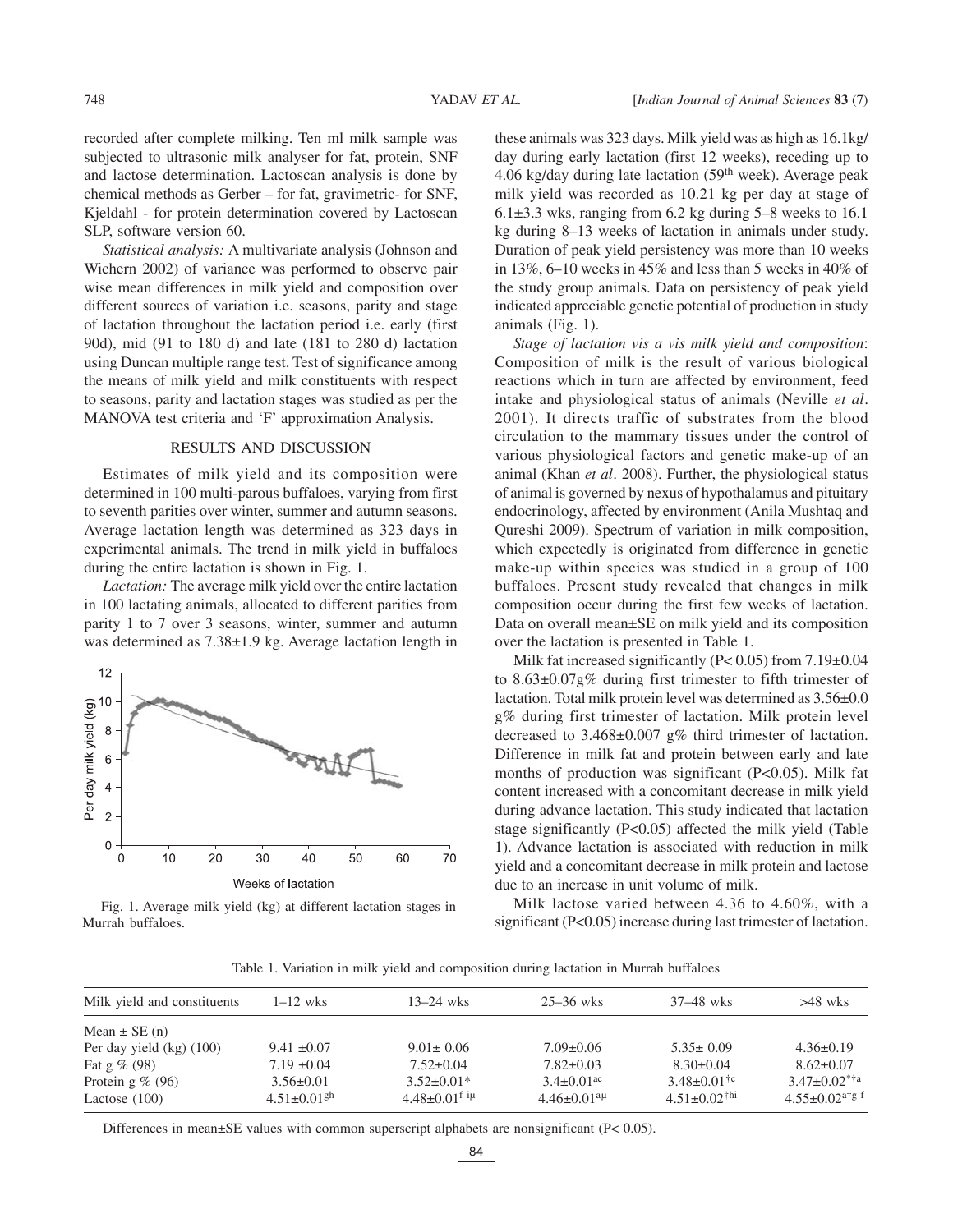recorded after complete milking. Ten ml milk sample was subjected to ultrasonic milk analyser for fat, protein, SNF and lactose determination. Lactoscan analysis is done by chemical methods as Gerber – for fat, gravimetric- for SNF, Kjeldahl - for protein determination covered by Lactoscan SLP, software version 60.

*Statistical analysis:* A multivariate analysis (Johnson and Wichern 2002) of variance was performed to observe pair wise mean differences in milk yield and composition over different sources of variation i.e. seasons, parity and stage of lactation throughout the lactation period i.e. early (first 90d), mid (91 to 180 d) and late (181 to 280 d) lactation using Duncan multiple range test. Test of significance among the means of milk yield and milk constituents with respect to seasons, parity and lactation stages was studied as per the MANOVA test criteria and 'F' approximation Analysis.

## RESULTS AND DISCUSSION

Estimates of milk yield and its composition were determined in 100 multi-parous buffaloes, varying from first to seventh parities over winter, summer and autumn seasons. Average lactation length was determined as 323 days in experimental animals. The trend in milk yield in buffaloes during the entire lactation is shown in Fig. 1.

*Lactation:* The average milk yield over the entire lactation in 100 lactating animals, allocated to different parities from parity 1 to 7 over 3 seasons, winter, summer and autumn was determined as 7.38±1.9 kg. Average lactation length in these animals was 323 days. Milk yield was as high as 16.1kg/day during early lactation (first 12 weeks), receding up to 4.06 kg/day during late lactation (59[th] week). Average peak milk yield was recorded as 10.21 kg per day at stage of 6.1±3.3 wks, ranging from 6.2 kg during 5–8 weeks to 16.1 kg during 8–13 weeks of lactation in animals under study. Duration of peak yield persistency was more than 10 weeks in 13%, 6–10 weeks in 45% and less than 5 weeks in 40% of the study group animals. Data on persistency of peak yield indicated appreciable genetic potential of production in study animals (Fig. 1).

Fig. 1. Average milk yield (kg) at different lactation stages in Murrah buffaloes.

*Stage of lactation vis a vis milk yield and composition*: Composition of milk is the result of various biological reactions which in turn are affected by environment, feed intake and physiological status of animals (Neville *et al*. 2001). It directs traffic of substrates from the blood circulation to the mammary tissues under the control of various physiological factors and genetic make-up of an animal (Khan *et al*. 2008). Further, the physiological status of animal is governed by nexus of hypothalamus and pituitary endocrinology, affected by environment (Anila Mushtaq and Qureshi 2009). Spectrum of variation in milk composition, which expectedly is originated from difference in genetic make-up within species was studied in a group of 100 buffaloes. Present study revealed that changes in milk composition occur during the first few weeks of lactation. Data on overall mean±SE on milk yield and its composition over the lactation is presented in Table 1.

Milk fat increased significantly (P< 0.05) from 7.19±0.04 to 8.63±0.07g% during first trimester to fifth trimester of lactation. Total milk protein level was determined as 3.56±0.0 g% during first trimester of lactation. Milk protein level decreased to 3.468±0.007 g% third trimester of lactation. Difference in milk fat and protein between early and late months of production was significant (P<0.05). Milk fat content increased with a concomitant decrease in milk yield during advance lactation. This study indicated that lactation stage significantly (P<0.05) affected the milk yield (Table 1). Advance lactation is associated with reduction in milk yield and a concomitant decrease in milk protein and lactose due to an increase in unit volume of milk.

Milk lactose varied between 4.36 to 4.60%, with a significant (P<0.05) increase during last trimester of lactation.

Table 1. Variation in milk yield and composition during lactation in Murrah buffaloes

| Milk yield and constituents | 1–12 wks | 13–24 wks | 25–36 wks | 37–48 wks | >48 wks |
|---|---|---|---|---|---|
| Mean ± SE (n) | | | | | |
| Per day yield (kg) (100) | 9.41 ±0.07 | 9.01± 0.06 | 7.09±0.06 | 5.35± 0.09 | 4.36±0.19 |
| Fat g % (98) | 7.19 ±0.04 | 7.52±0.04 | 7.82±0.03 | 8.30±0.04 | 8.62±0.07 |
| Protein g % (96) | 3.56±0.01 | 3.52±0.01* | 3.4±0.01[ac] | 3.48±0.01[†c] | 3.47±0.02[*†a] |
| Lactose (100) | 4.51±0.01[gh] | 4.48±0.01[f iµ] | 4.46±0.01[aµ] | 4.51±0.02[†hi] | 4.55±0.02[a†g f] |

Differences in mean±SE values with common superscript alphabets are nonsignificant (P< 0.05).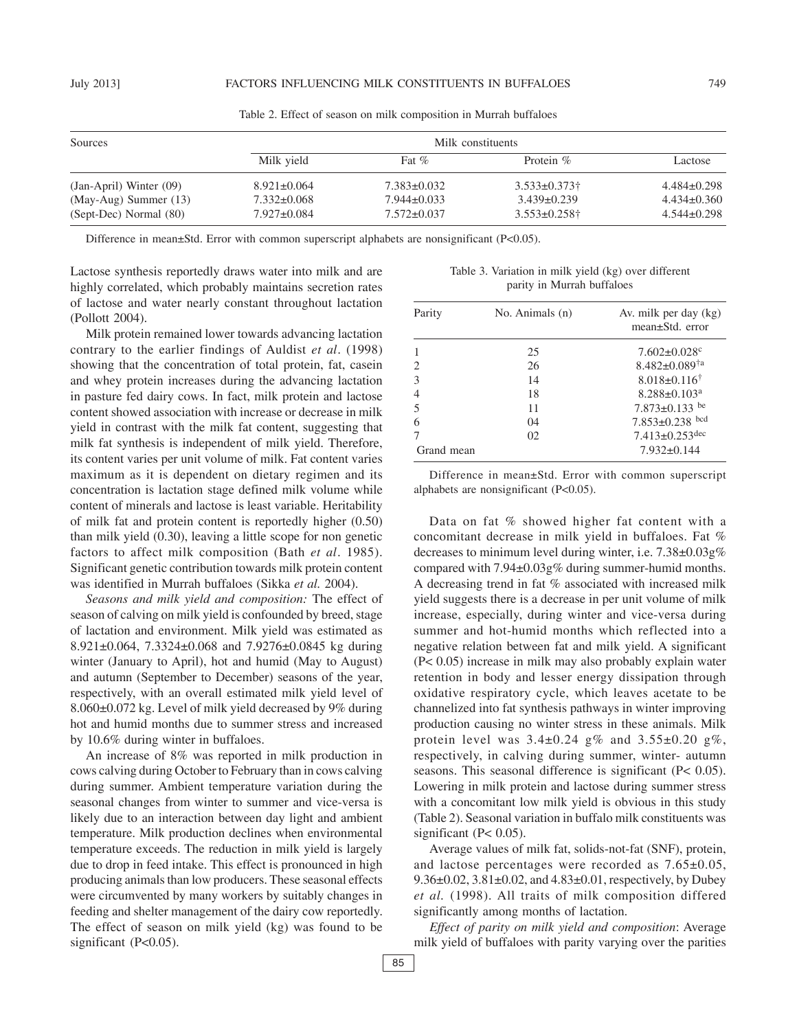Table 2. Effect of season on milk composition in Murrah buffaloes

| Sources | Milk constituents | | | |
|---|---|---|---|---|
| | Milk yield | Fat % | Protein % | Lactose |
| (Jan-April) Winter (09) | 8.921±0.064 | 7.383±0.032 | 3.533±0.373† | 4.484±0.298 |
| (May-Aug) Summer (13) | 7.332±0.068 | 7.944±0.033 | 3.439±0.239 | 4.434±0.360 |
| (Sept-Dec) Normal (80) | 7.927±0.084 | 7.572±0.037 | 3.553±0.258† | 4.544±0.298 |

Difference in mean±Std. Error with common superscript alphabets are nonsignificant (P<0.05).

Lactose synthesis reportedly draws water into milk and are highly correlated, which probably maintains secretion rates of lactose and water nearly constant throughout lactation (Pollott 2004).

Milk protein remained lower towards advancing lactation contrary to the earlier findings of Auldist *et al*. (1998) showing that the concentration of total protein, fat, casein and whey protein increases during the advancing lactation in pasture fed dairy cows. In fact, milk protein and lactose content showed association with increase or decrease in milk yield in contrast with the milk fat content, suggesting that milk fat synthesis is independent of milk yield. Therefore, its content varies per unit volume of milk. Fat content varies maximum as it is dependent on dietary regimen and its concentration is lactation stage defined milk volume while content of minerals and lactose is least variable. Heritability of milk fat and protein content is reportedly higher (0.50) than milk yield (0.30), leaving a little scope for non genetic factors to affect milk composition (Bath *et al*. 1985). Significant genetic contribution towards milk protein content was identified in Murrah buffaloes (Sikka *et al.* 2004).

*Seasons and milk yield and composition:* The effect of season of calving on milk yield is confounded by breed, stage of lactation and environment. Milk yield was estimated as 8.921±0.064, 7.3324±0.068 and 7.9276±0.0845 kg during winter (January to April), hot and humid (May to August) and autumn (September to December) seasons of the year, respectively, with an overall estimated milk yield level of 8.060±0.072 kg. Level of milk yield decreased by 9% during hot and humid months due to summer stress and increased by 10.6% during winter in buffaloes.

An increase of 8% was reported in milk production in cows calving during October to February than in cows calving during summer. Ambient temperature variation during the seasonal changes from winter to summer and vice-versa is likely due to an interaction between day light and ambient temperature. Milk production declines when environmental temperature exceeds. The reduction in milk yield is largely due to drop in feed intake. This effect is pronounced in high producing animals than low producers. These seasonal effects were circumvented by many workers by suitably changes in feeding and shelter management of the dairy cow reportedly. The effect of season on milk yield (kg) was found to be significant (P<0.05).

Table 3. Variation in milk yield (kg) over different parity in Murrah buffaloes

| Parity | No. Animals (n) | Av. milk per day (kg) mean±Std. error |
|---|---|---|
| 1 | 25 | 7.602±0.028[c] |
| 2 | 26 | 8.482±0.089[†a] |
| 3 | 14 | 8.018±0.116[†] |
| 4 | 18 | 8.288±0.103[a] |
| 5 | 11 | 7.873±0.133 [be] |
| 6 | 04 | 7.853±0.238 [bcd] |
| 7 | 02 | 7.413±0.253[dec] |
| Grand mean | | 7.932±0.144 |

Difference in mean±Std. Error with common superscript alphabets are nonsignificant (P<0.05).

Data on fat % showed higher fat content with a concomitant decrease in milk yield in buffaloes. Fat % decreases to minimum level during winter, i.e. 7.38±0.03g% compared with 7.94±0.03g% during summer-humid months. A decreasing trend in fat % associated with increased milk yield suggests there is a decrease in per unit volume of milk increase, especially, during winter and vice-versa during summer and hot-humid months which reflected into a negative relation between fat and milk yield. A significant (P< 0.05) increase in milk may also probably explain water retention in body and lesser energy dissipation through oxidative respiratory cycle, which leaves acetate to be channelized into fat synthesis pathways in winter improving production causing no winter stress in these animals. Milk protein level was 3.4±0.24 g% and 3.55±0.20 g%, respectively, in calving during summer, winter- autumn seasons. This seasonal difference is significant (P< 0.05). Lowering in milk protein and lactose during summer stress with a concomitant low milk yield is obvious in this study (Table 2). Seasonal variation in buffalo milk constituents was significant (P< 0.05).

Average values of milk fat, solids-not-fat (SNF), protein, and lactose percentages were recorded as 7.65±0.05, 9.36±0.02, 3.81±0.02, and 4.83±0.01, respectively, by Dubey *et al*. (1998). All traits of milk composition differed significantly among months of lactation.

*Effect of parity on milk yield and composition*: Average milk yield of buffaloes with parity varying over the parities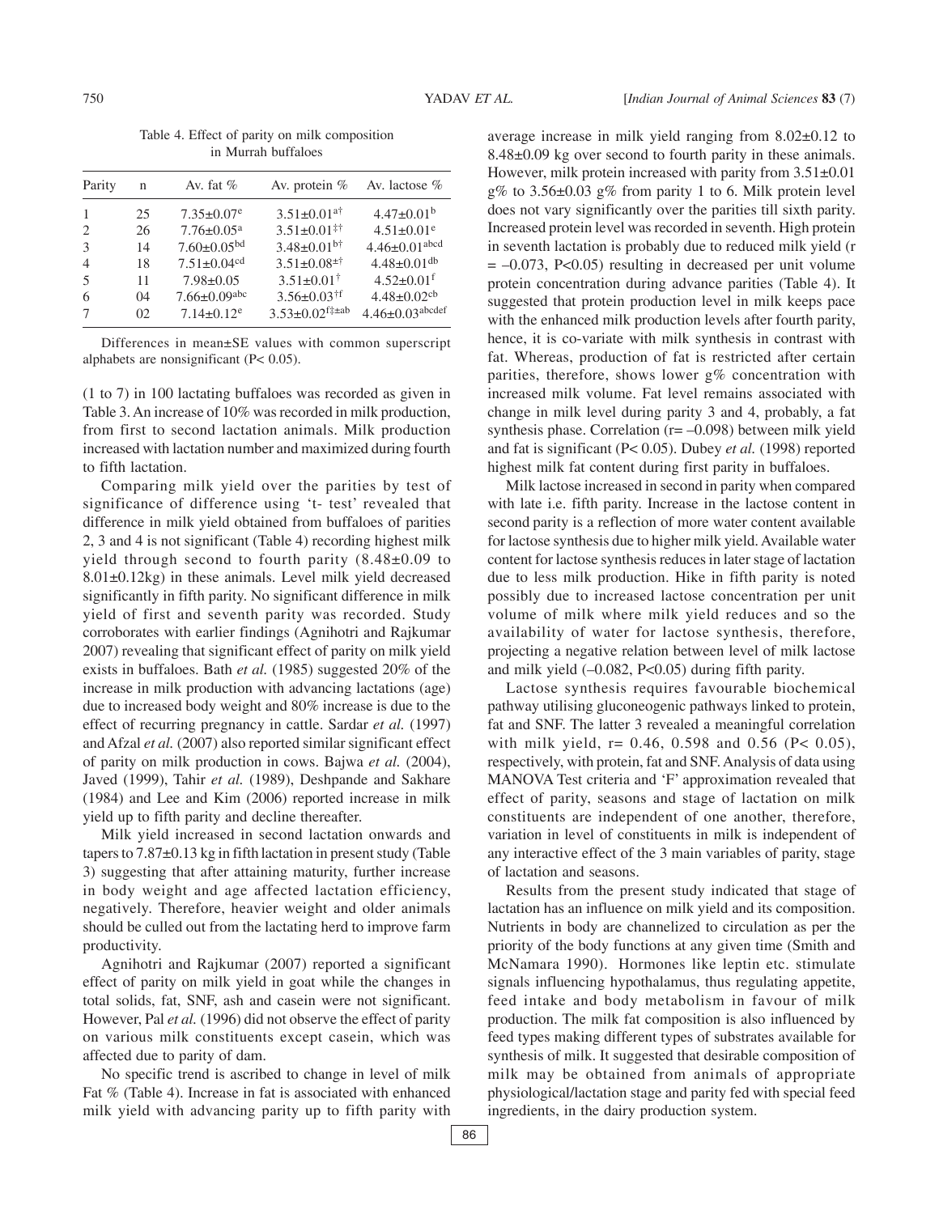Table 4. Effect of parity on milk composition in Murrah buffaloes

| Parity | n | Av. fat % | Av. protein % | Av. lactose % |
|---|---|---|---|---|
| 1 | 25 | 7.35±0.07[e] | 3.51±0.01[a†] | 4.47±0.01[b] |
| 2 | 26 | 7.76±0.05[a] | 3.51±0.01[‡†] | 4.51±0.01[e] |
| 3 | 14 | 7.60±0.05[bd] | 3.48±0.01[b†] | 4.46±0.01[abcd] |
| 4 | 18 | 7.51±0.04[cd] | 3.51±0.08[±†] | 4.48±0.01[db] |
| 5 | 11 | 7.98±0.05 | 3.51±0.01[†] | 4.52±0.01[f] |
| 6 | 04 | 7.66±0.09[abc] | 3.56±0.03[†f] | 4.48±0.02[cb] |
| 7 | 02 | 7.14±0.12[e] | 3.53±0.02[f‡±ab] | 4.46±0.03[abcdef] |

Differences in mean±SE values with common superscript alphabets are nonsignificant (P< 0.05).

(1 to 7) in 100 lactating buffaloes was recorded as given in Table 3. An increase of 10% was recorded in milk production, from first to second lactation animals. Milk production increased with lactation number and maximized during fourth to fifth lactation.

Comparing milk yield over the parities by test of significance of difference using 't- test' revealed that difference in milk yield obtained from buffaloes of parities 2, 3 and 4 is not significant (Table 4) recording highest milk yield through second to fourth parity (8.48±0.09 to 8.01±0.12kg) in these animals. Level milk yield decreased significantly in fifth parity. No significant difference in milk yield of first and seventh parity was recorded. Study corroborates with earlier findings (Agnihotri and Rajkumar 2007) revealing that significant effect of parity on milk yield exists in buffaloes. Bath *et al.* (1985) suggested 20% of the increase in milk production with advancing lactations (age) due to increased body weight and 80% increase is due to the effect of recurring pregnancy in cattle. Sardar *et al.* (1997) and Afzal *et al.* (2007) also reported similar significant effect of parity on milk production in cows. Bajwa *et al.* (2004), Javed (1999), Tahir *et al.* (1989), Deshpande and Sakhare (1984) and Lee and Kim (2006) reported increase in milk yield up to fifth parity and decline thereafter.

Milk yield increased in second lactation onwards and tapers to 7.87±0.13 kg in fifth lactation in present study (Table 3) suggesting that after attaining maturity, further increase in body weight and age affected lactation efficiency, negatively. Therefore, heavier weight and older animals should be culled out from the lactating herd to improve farm productivity.

Agnihotri and Rajkumar (2007) reported a significant effect of parity on milk yield in goat while the changes in total solids, fat, SNF, ash and casein were not significant. However, Pal *et al.* (1996) did not observe the effect of parity on various milk constituents except casein, which was affected due to parity of dam.

No specific trend is ascribed to change in level of milk Fat % (Table 4). Increase in fat is associated with enhanced milk yield with advancing parity up to fifth parity with average increase in milk yield ranging from 8.02±0.12 to 8.48±0.09 kg over second to fourth parity in these animals. However, milk protein increased with parity from 3.51±0.01 g% to 3.56±0.03 g% from parity 1 to 6. Milk protein level does not vary significantly over the parities till sixth parity. Increased protein level was recorded in seventh. High protein in seventh lactation is probably due to reduced milk yield (r = –0.073, P<0.05) resulting in decreased per unit volume protein concentration during advance parities (Table 4). It suggested that protein production level in milk keeps pace with the enhanced milk production levels after fourth parity, hence, it is co-variate with milk synthesis in contrast with fat. Whereas, production of fat is restricted after certain parities, therefore, shows lower g% concentration with increased milk volume. Fat level remains associated with change in milk level during parity 3 and 4, probably, a fat synthesis phase. Correlation (r= –0.098) between milk yield and fat is significant (P< 0.05). Dubey *et al.* (1998) reported highest milk fat content during first parity in buffaloes.

Milk lactose increased in second in parity when compared with late i.e. fifth parity. Increase in the lactose content in second parity is a reflection of more water content available for lactose synthesis due to higher milk yield. Available water content for lactose synthesis reduces in later stage of lactation due to less milk production. Hike in fifth parity is noted possibly due to increased lactose concentration per unit volume of milk where milk yield reduces and so the availability of water for lactose synthesis, therefore, projecting a negative relation between level of milk lactose and milk yield (–0.082, P<0.05) during fifth parity.

Lactose synthesis requires favourable biochemical pathway utilising gluconeogenic pathways linked to protein, fat and SNF. The latter 3 revealed a meaningful correlation with milk yield, r= 0.46, 0.598 and 0.56 (P< 0.05), respectively, with protein, fat and SNF. Analysis of data using MANOVA Test criteria and 'F' approximation revealed that effect of parity, seasons and stage of lactation on milk constituents are independent of one another, therefore, variation in level of constituents in milk is independent of any interactive effect of the 3 main variables of parity, stage of lactation and seasons.

Results from the present study indicated that stage of lactation has an influence on milk yield and its composition. Nutrients in body are channelized to circulation as per the priority of the body functions at any given time (Smith and McNamara 1990). Hormones like leptin etc. stimulate signals influencing hypothalamus, thus regulating appetite, feed intake and body metabolism in favour of milk production. The milk fat composition is also influenced by feed types making different types of substrates available for synthesis of milk. It suggested that desirable composition of milk may be obtained from animals of appropriate physiological/lactation stage and parity fed with special feed ingredients, in the dairy production system.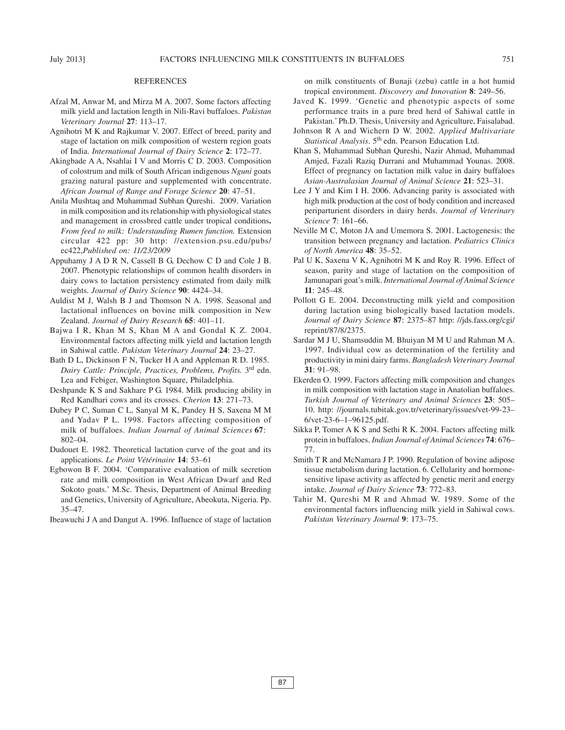## REFERENCES

Afzal M, Anwar M, and Mirza M A. 2007. Some factors affecting milk yield and lactation length in Nili-Ravi buffaloes. *Pakistan Veterinary Journal* **27**: 113–17.

Agnihotri M K and Rajkumar V. 2007. Effect of breed, parity and stage of lactation on milk composition of western region goats of India. *International Journal of Dairy Science* **2**: 172–77.

Akingbade A A, Nsahlai I V and Morris C D. 2003. Composition of colostrum and milk of South African indigenous *Nguni* goats grazing natural pasture and supplemented with concentrate. *African Journal of Range and Forage Science* **20**: 47–51.

Anila Mushtaq and Muhammad Subhan Qureshi. 2009. Variation in milk composition and its relationship with physiological states and management in crossbred cattle under tropical conditions**.** *From feed to milk: Understanding Rumen function.* Extension circular 422 pp: 30 http: //extension.psu.edu/pubs/ ec422,*Published on: 11/23/2009*

Appuhamy J A D R N, Cassell B G, Dechow C D and Cole J B. 2007. Phenotypic relationships of common health disorders in dairy cows to lactation persistency estimated from daily milk weights. *Journal of Dairy Science* **90**: 4424–34.

Auldist M J, Walsh B J and Thomson N A. 1998. Seasonal and lactational influences on bovine milk composition in New Zealand. *Journal of Dairy Research* **65**: 401–11.

Bajwa I R, Khan M S, Khan M A and Gondal K Z. 2004. Environmental factors affecting milk yield and lactation length in Sahiwal cattle. *Pakistan Veterinary Journal* **24**: 23–27.

Bath D L, Dickinson F N, Tucker H A and Appleman R D. 1985. *Dairy Cattle: Principle, Practices, Problems, Profits.* 3rd edn. Lea and Febiger, Washington Square, Philadelphia.

Deshpande K S and Sakhare P G. 1984. Milk producing ability in Red Kandhari cows and its crosses. *Cherion* **13**: 271–73.

Dubey P C, Suman C L, Sanyal M K, Pandey H S, Saxena M M and Yadav P L. 1998. Factors affecting composition of milk of buffaloes. *Indian Journal of Animal Sciences* **67**: 802–04.

Dudouet E. 1982. Theoretical lactation curve of the goat and its applications. *Le Point Vétérinaire* **14**: 53–61

Egbowon B F. 2004. 'Comparative evaluation of milk secretion rate and milk composition in West African Dwarf and Red Sokoto goats.' M.Sc. Thesis, Department of Animal Breeding and Genetics, University of Agriculture, Abeokuta, Nigeria. Pp. 35–47.

Ibeawuchi J A and Dangut A. 1996. Influence of stage of lactation on milk constituents of Bunaji (zebu) cattle in a hot humid tropical environment. *Discovery and Innovation* **8**: 249–56.

Javed K. 1999. 'Genetic and phenotypic aspects of some performance traits in a pure bred herd of Sahiwal cattle in Pakistan.' Ph.D. Thesis, University and Agriculture, Faisalabad.

Johnson R A and Wichern D W. 2002. *Applied Multivariate Statistical Analysis.* 5th edn. Pearson Education Ltd.

Khan S, Muhammad Subhan Qureshi, Nazir Ahmad, Muhammad Amjed, Fazali Raziq Durrani and Muhammad Younas. 2008. Effect of pregnancy on lactation milk value in dairy buffaloes *Asian-Australasian Journal of Animal Science* **21**: 523–31.

Lee J Y and Kim I H. 2006. Advancing parity is associated with high milk production at the cost of body condition and increased periparturient disorders in dairy herds. *Journal of Veterinary Science* **7**: 161–66.

Neville M C, Moton JA and Umemora S. 2001. Lactogenesis: the transition between pregnancy and lactation. *Pediatrics Clinics of North America* **48**: 35–52.

Pal U K, Saxena V K, Agnihotri M K and Roy R. 1996. Effect of season, parity and stage of lactation on the composition of Jamunapari goat's milk. *International Journal of Animal Science* **11**: 245–48.

Pollott G E. 2004. Deconstructing milk yield and composition during lactation using biologically based lactation models. *Journal of Dairy Science* **87**: 2375–87 http: //jds.fass.org/cgi/ reprint/87/8/2375.

Sardar M J U, Shamsuddin M. Bhuiyan M M U and Rahman M A. 1997. Individual cow as determination of the fertility and productivity in mini dairy farms. *Bangladesh Veterinary Journal* **31**: 91–98.

Ekerden O. 1999. Factors affecting milk composition and changes in milk composition with lactation stage in Anatolian buffaloes. *Turkish Journal of Veterinary and Animal Sciences* **23**: 505–10. http: //journals.tubitak.gov.tr/veterinary/issues/vet-99-23–6/vet-23-6–1–96125.pdf.

Sikka P, Tomer A K S and Sethi R K. 2004. Factors affecting milk protein in buffaloes. *Indian Journal of Animal Sciences* **74**: 676–77.

Smith T R and McNamara J P. 1990. Regulation of bovine adipose tissue metabolism during lactation. 6. Cellularity and hormone-sensitive lipase activity as affected by genetic merit and energy intake. *Journal of Dairy Science* **73**: 772–83.

Tahir M, Qureshi M R and Ahmad W. 1989. Some of the environmental factors influencing milk yield in Sahiwal cows. *Pakistan Veterinary Journal* **9**: 173–75.